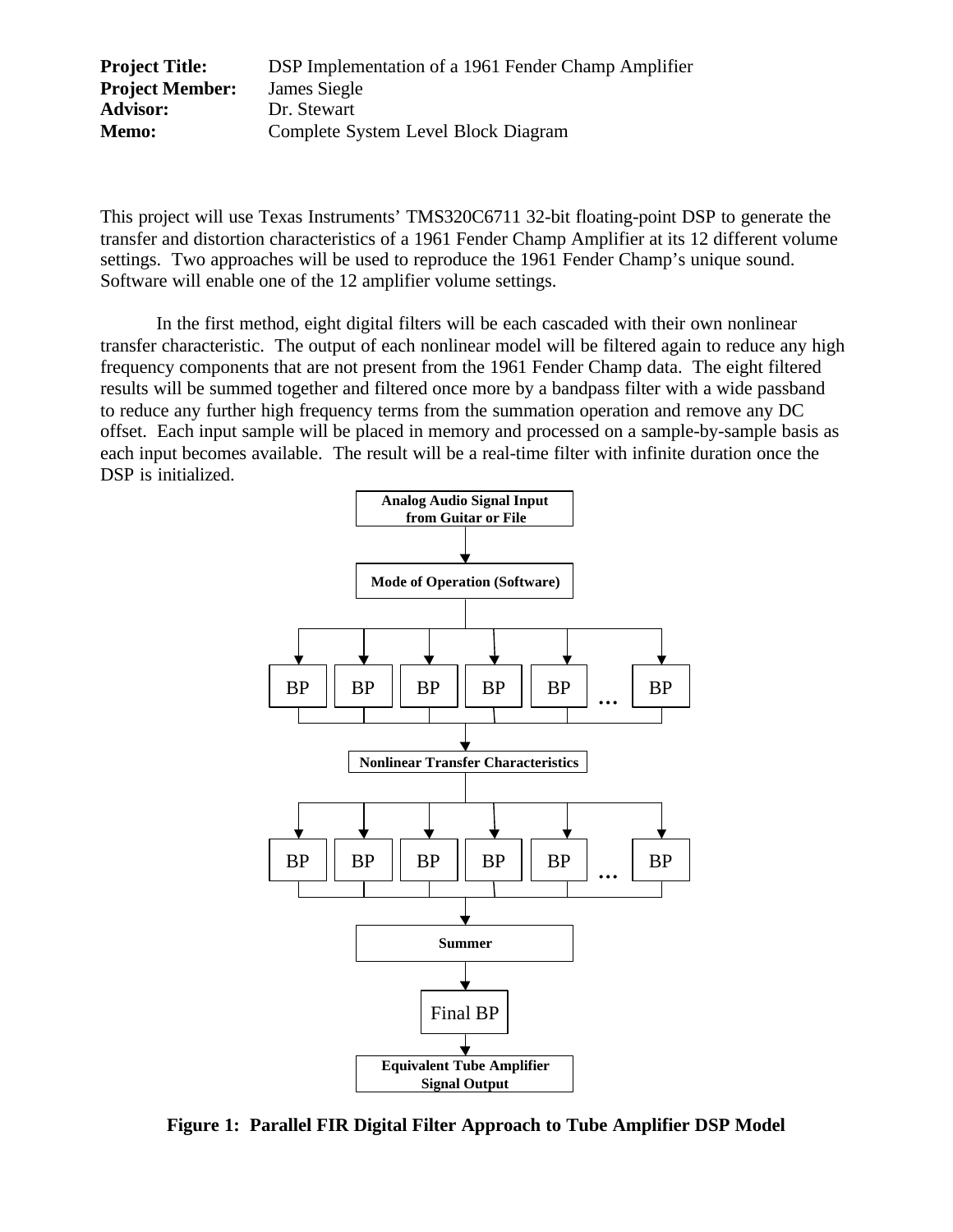**Project Title:** DSP Implementation of a 1961 Fender Champ Amplifier
**Project Member:** James Siegle
**Advisor:** Dr. Stewart
**Memo:** Complete System Level Block Diagram

This project will use Texas Instruments' TMS320C6711 32-bit floating-point DSP to generate the transfer and distortion characteristics of a 1961 Fender Champ Amplifier at its 12 different volume settings. Two approaches will be used to reproduce the 1961 Fender Champ's unique sound. Software will enable one of the 12 amplifier volume settings.

In the first method, eight digital filters will be each cascaded with their own nonlinear transfer characteristic. The output of each nonlinear model will be filtered again to reduce any high frequency components that are not present from the 1961 Fender Champ data. The eight filtered results will be summed together and filtered once more by a bandpass filter with a wide passband to reduce any further high frequency terms from the summation operation and remove any DC offset. Each input sample will be placed in memory and processed on a sample-by-sample basis as each input becomes available. The result will be a real-time filter with infinite duration once the DSP is initialized.

Analog Audio Signal Input from Guitar or File
↓
Mode of Operation (Software)
↓
BP | BP | BP | BP | BP | … | BP
↓
Nonlinear Transfer Characteristics
↓
BP | BP | BP | BP | BP | … | BP
↓
Summer
↓
Final BP
↓
Equivalent Tube Amplifier Signal Output

**Figure 1: Parallel FIR Digital Filter Approach to Tube Amplifier DSP Model**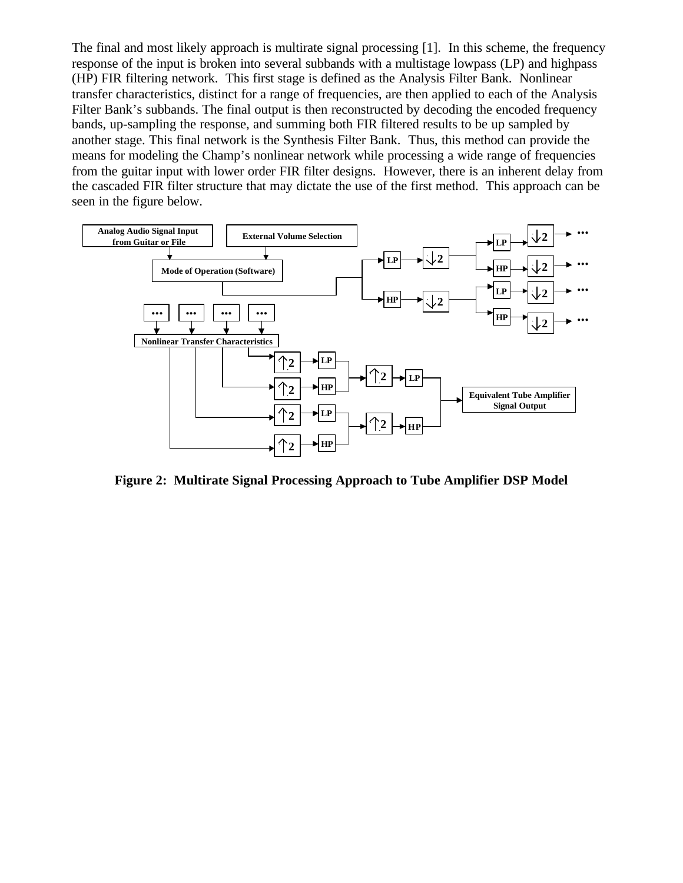The final and most likely approach is multirate signal processing [1]. In this scheme, the frequency response of the input is broken into several subbands with a multistage lowpass (LP) and highpass (HP) FIR filtering network. This first stage is defined as the Analysis Filter Bank. Nonlinear transfer characteristics, distinct for a range of frequencies, are then applied to each of the Analysis Filter Bank's subbands. The final output is then reconstructed by decoding the encoded frequency bands, up-sampling the response, and summing both FIR filtered results to be up sampled by another stage. This final network is the Synthesis Filter Bank. Thus, this method can provide the means for modeling the Champ's nonlinear network while processing a wide range of frequencies from the guitar input with lower order FIR filter designs. However, there is an inherent delay from the cascaded FIR filter structure that may dictate the use of the first method. This approach can be seen in the figure below.

**Figure 2: Multirate Signal Processing Approach to Tube Amplifier DSP Model**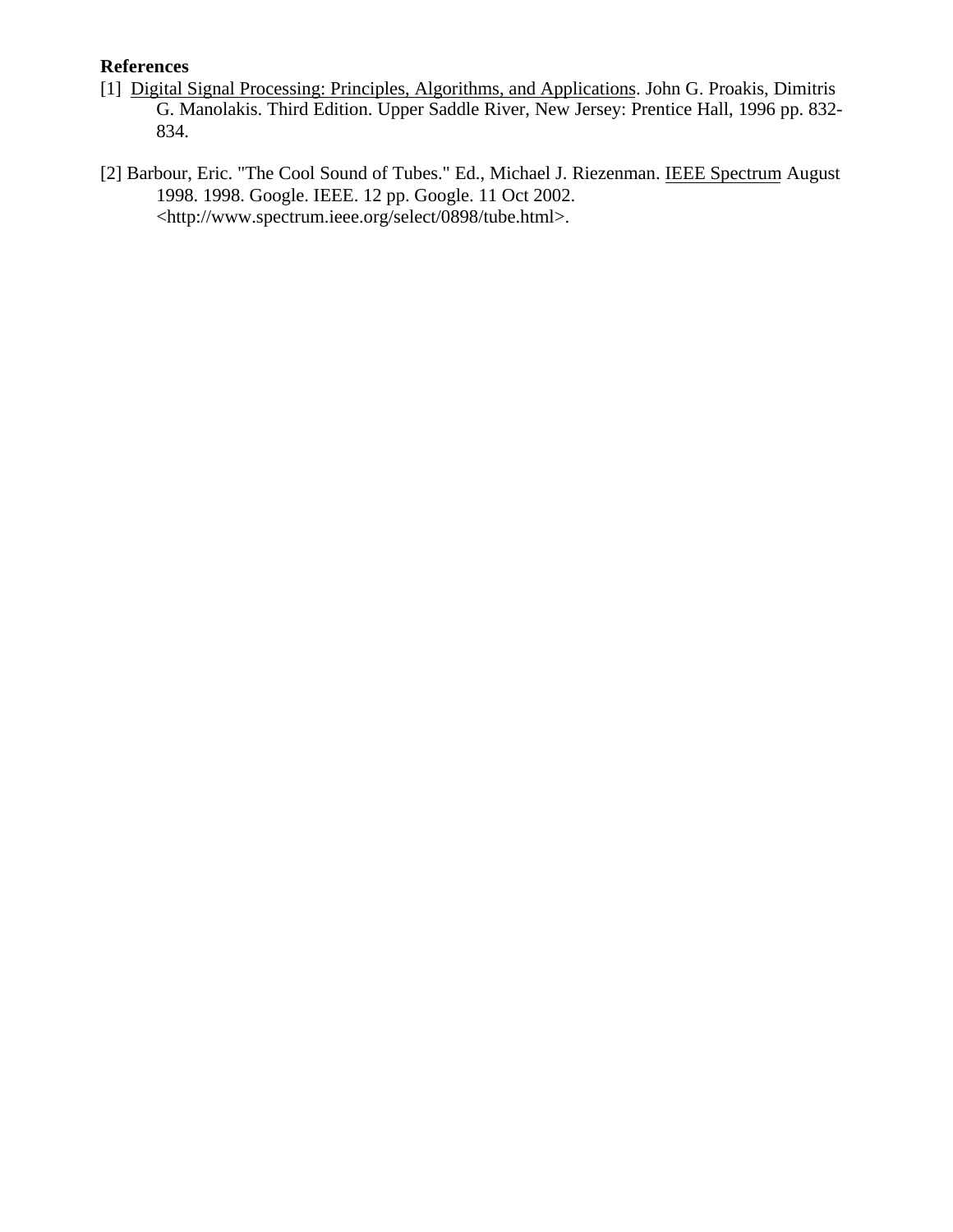**References**

[1] Digital Signal Processing: Principles, Algorithms, and Applications. John G. Proakis, Dimitris G. Manolakis. Third Edition. Upper Saddle River, New Jersey: Prentice Hall, 1996 pp. 832-834.

[2] Barbour, Eric. "The Cool Sound of Tubes." Ed., Michael J. Riezenman. IEEE Spectrum August 1998. 1998. Google. IEEE. 12 pp. Google. 11 Oct 2002. <http://www.spectrum.ieee.org/select/0898/tube.html>.